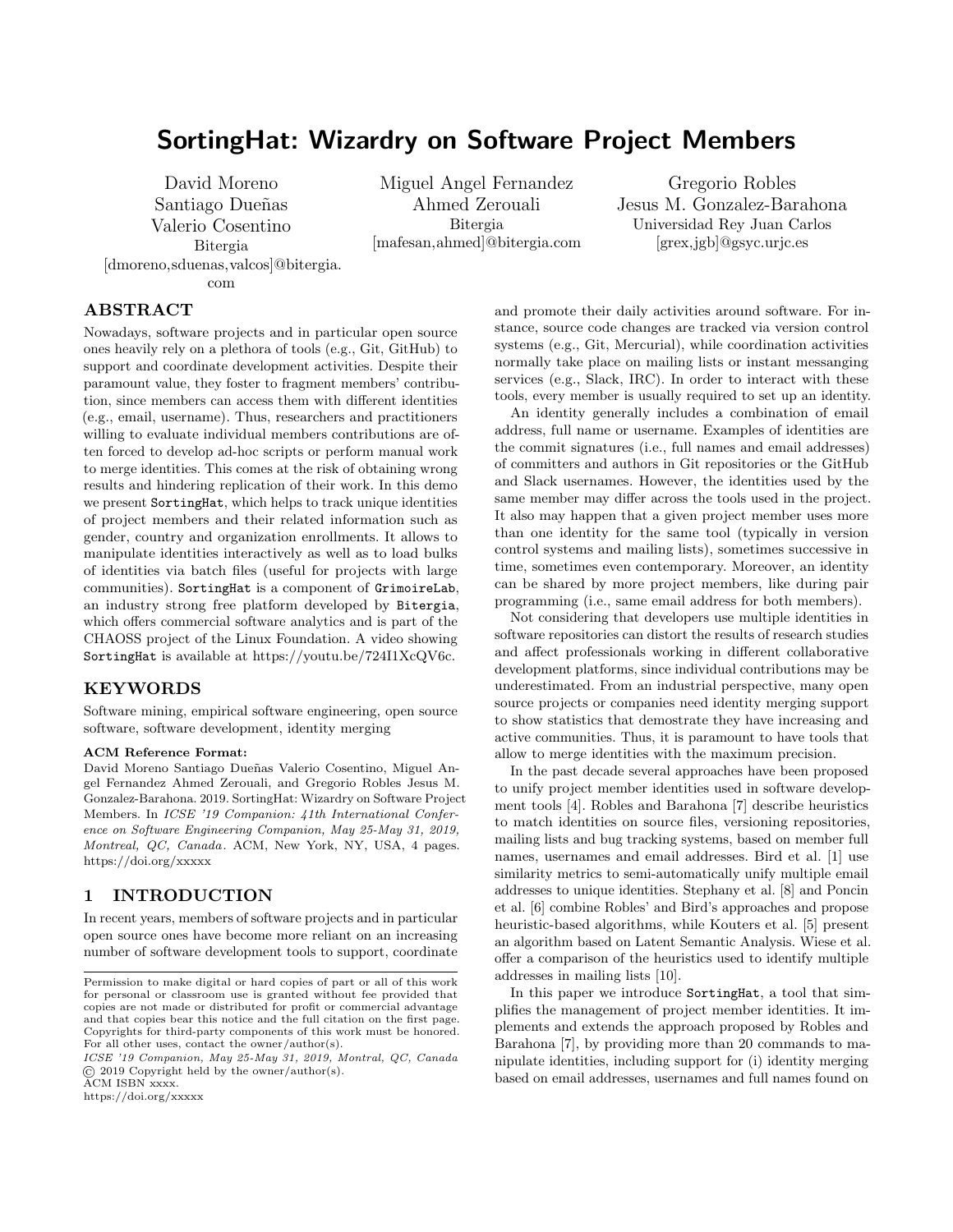# SortingHat: Wizardry on Software Project Members

David Moreno
Santiago Dueñas
Valerio Cosentino
Bitergia
[dmoreno,sduenas,valcos]@bitergia.com

Miguel Angel Fernandez
Ahmed Zerouali
Bitergia
[mafesan,ahmed]@bitergia.com

Gregorio Robles
Jesus M. Gonzalez-Barahona
Universidad Rey Juan Carlos
[grex,jgb]@gsyc.urjc.es

## ABSTRACT

Nowadays, software projects and in particular open source ones heavily rely on a plethora of tools (e.g., Git, GitHub) to support and coordinate development activities. Despite their paramount value, they foster to fragment members' contribution, since members can access them with different identities (e.g., email, username). Thus, researchers and practitioners willing to evaluate individual members contributions are often forced to develop ad-hoc scripts or perform manual work to merge identities. This comes at the risk of obtaining wrong results and hindering replication of their work. In this demo we present `SortingHat`, which helps to track unique identities of project members and their related information such as gender, country and organization enrollments. It allows to manipulate identities interactively as well as to load bulks of identities via batch files (useful for projects with large communities). `SortingHat` is a component of `GrimoireLab`, an industry strong free platform developed by `Bitergia`, which offers commercial software analytics and is part of the CHAOSS project of the Linux Foundation. A video showing `SortingHat` is available at https://youtu.be/724I1XcQV6c.

## KEYWORDS

Software mining, empirical software engineering, open source software, software development, identity merging

**ACM Reference Format:**
David Moreno Santiago Dueñas Valerio Cosentino, Miguel Angel Fernandez Ahmed Zerouali, and Gregorio Robles Jesus M. Gonzalez-Barahona. 2019. SortingHat: Wizardry on Software Project Members. In *ICSE '19 Companion: 41th International Conference on Software Engineering Companion, May 25-May 31, 2019, Montreal, QC, Canada*. ACM, New York, NY, USA, 4 pages. https://doi.org/xxxxx

## 1 INTRODUCTION

In recent years, members of software projects and in particular open source ones have become more reliant on an increasing number of software development tools to support, coordinate and promote their daily activities around software. For instance, source code changes are tracked via version control systems (e.g., Git, Mercurial), while coordination activities normally take place on mailing lists or instant messanging services (e.g., Slack, IRC). In order to interact with these tools, every member is usually required to set up an identity.

An identity generally includes a combination of email address, full name or username. Examples of identities are the commit signatures (i.e., full names and email addresses) of committers and authors in Git repositories or the GitHub and Slack usernames. However, the identities used by the same member may differ across the tools used in the project. It also may happen that a given project member uses more than one identity for the same tool (typically in version control systems and mailing lists), sometimes successive in time, sometimes even contemporary. Moreover, an identity can be shared by more project members, like during pair programming (i.e., same email address for both members).

Not considering that developers use multiple identities in software repositories can distort the results of research studies and affect professionals working in different collaborative development platforms, since individual contributions may be underestimated. From an industrial perspective, many open source projects or companies need identity merging support to show statistics that demostrate they have increasing and active communities. Thus, it is paramount to have tools that allow to merge identities with the maximum precision.

In the past decade several approaches have been proposed to unify project member identities used in software development tools [4]. Robles and Barahona [7] describe heuristics to match identities on source files, versioning repositories, mailing lists and bug tracking systems, based on member full names, usernames and email addresses. Bird et al. [1] use similarity metrics to semi-automatically unify multiple email addresses to unique identities. Stephany et al. [8] and Poncin et al. [6] combine Robles' and Bird's approaches and propose heuristic-based algorithms, while Kouters et al. [5] present an algorithm based on Latent Semantic Analysis. Wiese et al. offer a comparison of the heuristics used to identify multiple addresses in mailing lists [10].

In this paper we introduce `SortingHat`, a tool that simplifies the management of project member identities. It implements and extends the approach proposed by Robles and Barahona [7], by providing more than 20 commands to manipulate identities, including support for (i) identity merging based on email addresses, usernames and full names found on

Permission to make digital or hard copies of part or all of this work for personal or classroom use is granted without fee provided that copies are not made or distributed for profit or commercial advantage and that copies bear this notice and the full citation on the first page. Copyrights for third-party components of this work must be honored. For all other uses, contact the owner/author(s).
*ICSE '19 Companion, May 25-May 31, 2019, Montral, QC, Canada*
© 2019 Copyright held by the owner/author(s).
ACM ISBN xxxx.
https://doi.org/xxxxx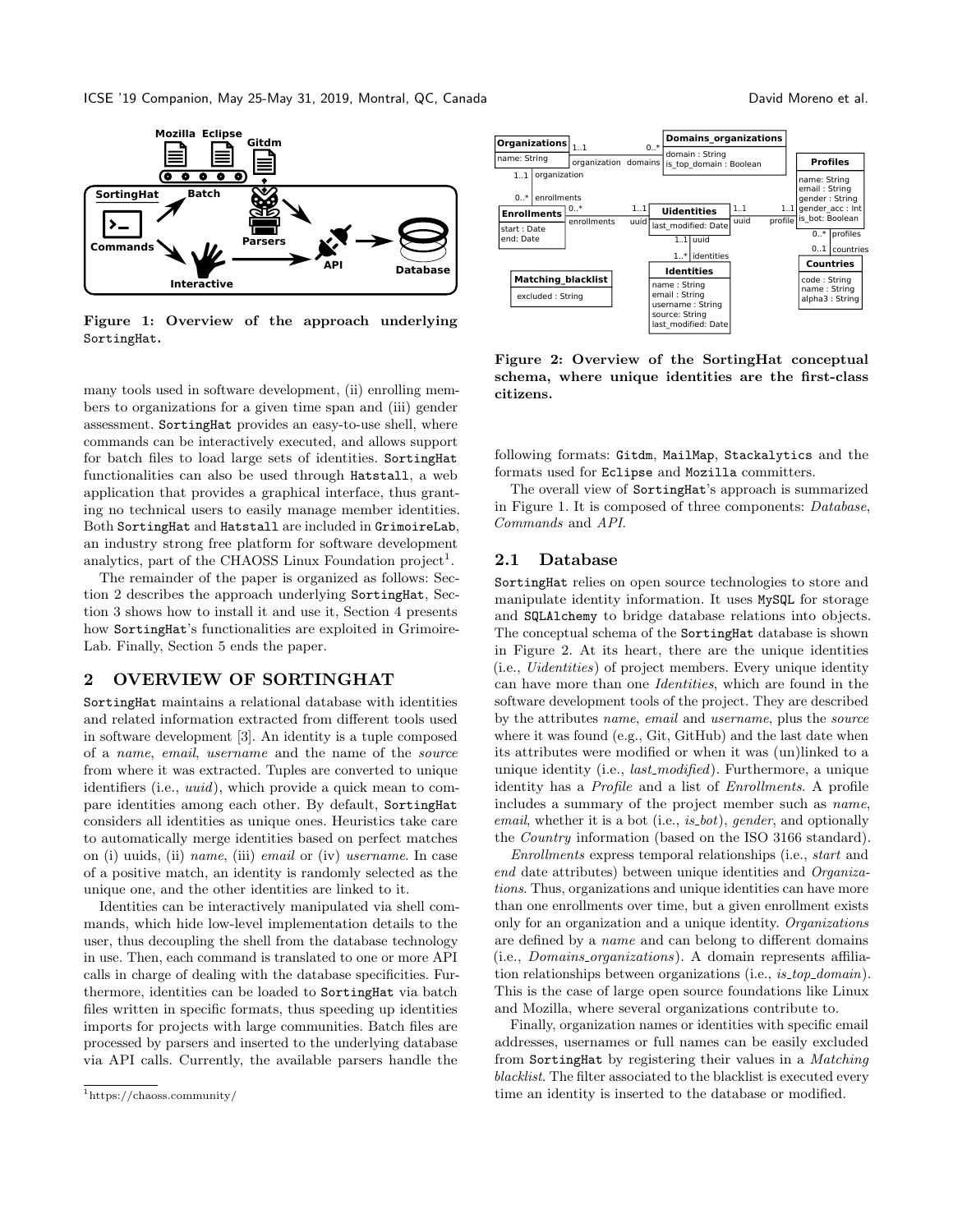Figure 1: Overview of the approach underlying SortingHat.

many tools used in software development, (ii) enrolling members to organizations for a given time span and (iii) gender assessment. SortingHat provides an easy-to-use shell, where commands can be interactively executed, and allows support for batch files to load large sets of identities. SortingHat functionalities can also be used through Hatstall, a web application that provides a graphical interface, thus granting no technical users to easily manage member identities. Both SortingHat and Hatstall are included in GrimoireLab, an industry strong free platform for software development analytics, part of the CHAOSS Linux Foundation project[1].

The remainder of the paper is organized as follows: Section 2 describes the approach underlying SortingHat, Section 3 shows how to install it and use it, Section 4 presents how SortingHat's functionalities are exploited in GrimoireLab. Finally, Section 5 ends the paper.

## 2 OVERVIEW OF SORTINGHAT

SortingHat maintains a relational database with identities and related information extracted from different tools used in software development [3]. An identity is a tuple composed of a *name*, *email*, *username* and the name of the *source* from where it was extracted. Tuples are converted to unique identifiers (i.e., *uuid*), which provide a quick mean to compare identities among each other. By default, SortingHat considers all identities as unique ones. Heuristics take care to automatically merge identities based on perfect matches on (i) uuids, (ii) *name*, (iii) *email* or (iv) *username*. In case of a positive match, an identity is randomly selected as the unique one, and the other identities are linked to it.

Identities can be interactively manipulated via shell commands, which hide low-level implementation details to the user, thus decoupling the shell from the database technology in use. Then, each command is translated to one or more API calls in charge of dealing with the database specificities. Furthermore, identities can be loaded to SortingHat via batch files written in specific formats, thus speeding up identities imports for projects with large communities. Batch files are processed by parsers and inserted to the underlying database via API calls. Currently, the available parsers handle the following formats: Gitdm, MailMap, Stackalytics and the formats used for Eclipse and Mozilla committers.

The overall view of SortingHat's approach is summarized in Figure 1. It is composed of three components: *Database*, *Commands* and *API*.

[1] https://chaoss.community/

Figure 2: Overview of the SortingHat conceptual schema, where unique identities are the first-class citizens.

### 2.1 Database

SortingHat relies on open source technologies to store and manipulate identity information. It uses MySQL for storage and SQLAlchemy to bridge database relations into objects. The conceptual schema of the SortingHat database is shown in Figure 2. At its heart, there are the unique identities (i.e., *Uidentities*) of project members. Every unique identity can have more than one *Identities*, which are found in the software development tools of the project. They are described by the attributes *name*, *email* and *username*, plus the *source* where it was found (e.g., Git, GitHub) and the last date when its attributes were modified or when it was (un)linked to a unique identity (i.e., *last_modified*). Furthermore, a unique identity has a *Profile* and a list of *Enrollments*. A profile includes a summary of the project member such as *name*, *email*, whether it is a bot (i.e., *is_bot*), *gender*, and optionally the *Country* information (based on the ISO 3166 standard).

*Enrollments* express temporal relationships (i.e., *start* and *end* date attributes) between unique identities and *Organizations*. Thus, organizations and unique identities can have more than one enrollments over time, but a given enrollment exists only for an organization and a unique identity. *Organizations* are defined by a *name* and can belong to different domains (i.e., *Domains_organizations*). A domain represents affiliation relationships between organizations (i.e., *is_top_domain*). This is the case of large open source foundations like Linux and Mozilla, where several organizations contribute to.

Finally, organization names or identities with specific email addresses, usernames or full names can be easily excluded from SortingHat by registering their values in a *Matching blacklist*. The filter associated to the blacklist is executed every time an identity is inserted to the database or modified.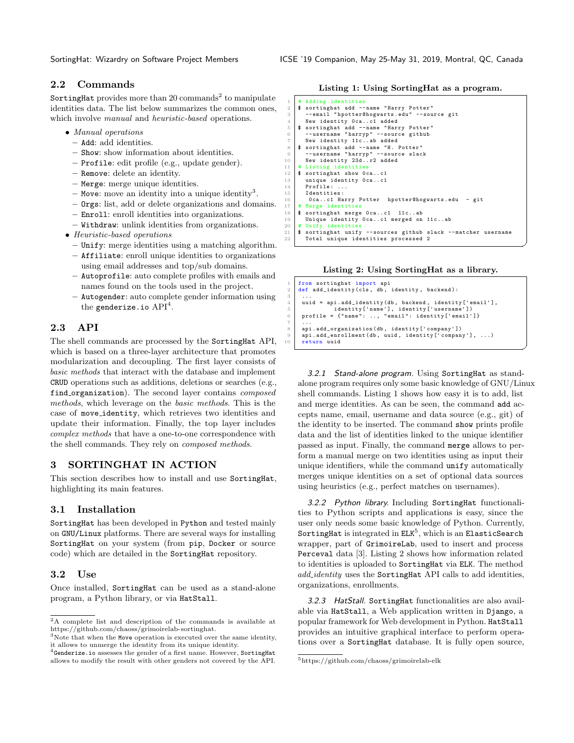## 2.2 Commands

SortingHat provides more than 20 commands[2] to manipulate identities data. The list below summarizes the common ones, which involve *manual* and *heuristic-based* operations.

- *Manual operations*
  - Add: add identities.
  - Show: show information about identities.
  - Profile: edit profile (e.g., update gender).
  - Remove: delete an identity.
  - Merge: merge unique identities.
  - Move: move an identity into a unique identity[3].
  - Orgs: list, add or delete organizations and domains.
  - Enroll: enroll identities into organizations.
  - Withdraw: unlink identities from organizations.
- *Heuristic-based operations*
  - Unify: merge identities using a matching algorithm.
  - Affiliate: enroll unique identities to organizations using email addresses and top/sub domains.
  - Autoprofile: auto complete profiles with emails and names found on the tools used in the project.
  - Autogender: auto complete gender information using the genderize.io API[4].

## 2.3 API

The shell commands are processed by the SortingHat API, which is based on a three-layer architecture that promotes modularization and decoupling. The first layer consists of *basic methods* that interact with the database and implement CRUD operations such as additions, deletions or searches (e.g., find_organization). The second layer contains *composed methods*, which leverage on the *basic methods*. This is the case of move_identity, which retrieves two identities and update their information. Finally, the top layer includes *complex methods* that have a one-to-one correspondence with the shell commands. They rely on *composed methods*.

# 3 SORTINGHAT IN ACTION

This section describes how to install and use SortingHat, highlighting its main features.

## 3.1 Installation

SortingHat has been developed in Python and tested mainly on GNU/Linux platforms. There are several ways for installing SortingHat on your system (from pip, Docker or source code) which are detailed in the SortingHat repository.

## 3.2 Use

Once installed, SortingHat can be used as a stand-alone program, a Python library, or via HatStall.

**Listing 1: Using SortingHat as a program.**

```
# Adding identities
$ sortinghat add --name "Harry Potter"
  --email "hpotter@hogwarts.edu" --source git
  New identity 0ca..c1 added
$ sortinghat add --name "Harry Potter"
  --username "harryp" --source github
  New identity 11c..ab added
$ sortinghat add --name "H. Potter"
  --username "harryp" --source slack
  New identity 23d..r2 added
# Listing identities
$ sortinghat show 0ca..c1
  unique identity 0ca..c1
  Profile: ...
  Identities:
   0ca..c1 Harry Potter  hpotter@hogwarts.edu  - git
# Merge identities
$ sortinghat merge 0ca..c1  11c..ab
  Unique identity 0ca..c1 merged on 11c..ab
# Unify identities
$ sortinghat unify --sources github slack --matcher username
  Total unique identities processed 2
```

**Listing 2: Using SortingHat as a library.**

```
from sortinghat import api
def add_identity(cls, db, identity, backend):
 ...
 uuid = api.add_identity(db, backend, identity['email'],
          identity['name'], identity['username'])
 profile = {"name": .., "email": identity['email']}
 ...
 api.add_organization(db, identity['company'])
 api.add_enrollment(db, uuid, identity['company'], ...)
 return uuid
```

*3.2.1 Stand-alone program.* Using SortingHat as stand-alone program requires only some basic knowledge of GNU/Linux shell commands. Listing 1 shows how easy it is to add, list and merge identities. As can be seen, the command add accepts name, email, username and data source (e.g., git) of the identity to be inserted. The command show prints profile data and the list of identities linked to the unique identifier passed as input. Finally, the command merge allows to perform a manual merge on two identities using as input their unique identifiers, while the command unify automatically merges unique identities on a set of optional data sources using heuristics (e.g., perfect matches on usernames).

*3.2.2 Python library.* Including SortingHat functionalities to Python scripts and applications is easy, since the user only needs some basic knowledge of Python. Currently, SortingHat is integrated in ELK[5], which is an ElasticSearch wrapper, part of GrimoireLab, used to insert and process Perceval data [3]. Listing 2 shows how information related to identities is uploaded to SortingHat via ELK. The method *add_identity* uses the SortingHat API calls to add identities, organizations, enrollments.

*3.2.3 HatStall.* SortingHat functionalities are also available via HatStall, a Web application written in Django, a popular framework for Web development in Python. HatStall provides an intuitive graphical interface to perform operations over a SortingHat database. It is fully open source,

---

[2] A complete list and description of the commands is available at https://github.com/chaoss/grimoirelab-sortinghat.

[3] Note that when the Move operation is executed over the same identity, it allows to unmerge the identity from its unique identity.

[4] Genderize.io assesses the gender of a first name. However, SortingHat allows to modify the result with other genders not covered by the API.

[5] https://github.com/chaoss/grimoirelab-elk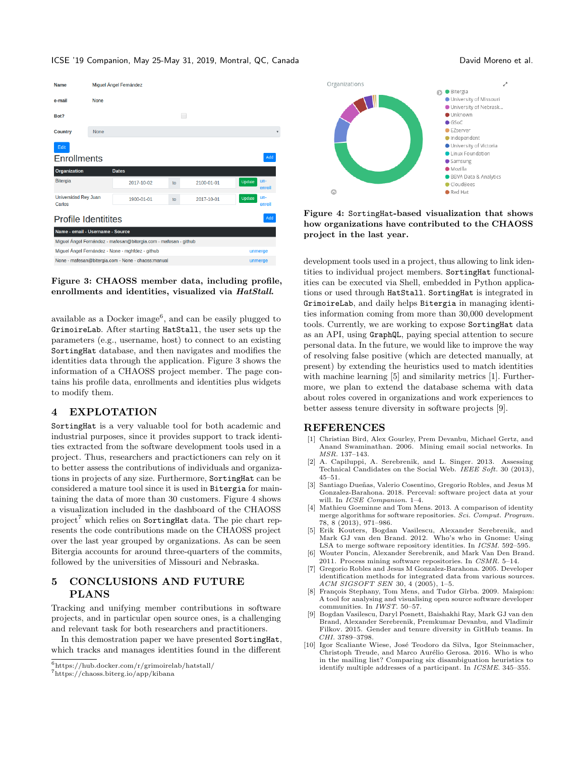Name Miguel Ángel Fernández

e-mail None

Bot?

Country None

Edit

Enrollments

Add

| Organization | Dates | | | | |
|---|---|---|---|---|---|
| Bitergia | 2017-10-02 | to | 2100-01-01 | Update | un-enroll |
| Universidad Rey Juan Carlos | 1900-01-01 | to | 2017-10-01 | Update | un-enroll |

Profile Identitites

Add

| Name - email - Username - Source | |
|---|---|
| Miguel Ángel Fernández - mafesan@bitergia.com - mafesan - github | |
| Miguel Ángel Fernández - None - mghfdez - github | unmerge |
| None - mafesan@bitergia.com - None - chaoss:manual | unmerge |

**Figure 3: CHAOSS member data, including profile, enrollments and identities, visualized via *HatStall*.**

available as a Docker image[6], and can be easily plugged to GrimoireLab. After starting HatStall, the user sets up the parameters (e.g., username, host) to connect to an existing SortingHat database, and then navigates and modifies the identities data through the application. Figure 3 shows the information of a CHAOSS project member. The page contains his profile data, enrollments and identities plus widgets to modify them.

## 4 EXPLOTATION

SortingHat is a very valuable tool for both academic and industrial purposes, since it provides support to track identities extracted from the software development tools used in a project. Thus, researchers and practictioners can rely on it to better assess the contributions of individuals and organizations in projects of any size. Furthermore, SortingHat can be considered a mature tool since it is used in Bitergia for maintaining the data of more than 30 customers. Figure 4 shows a visualization included in the dashboard of the CHAOSS project[7] which relies on SortingHat data. The pie chart represents the code contributions made on the CHAOSS project over the last year grouped by organizations. As can be seen Bitergia accounts for around three-quarters of the commits, followed by the universities of Missouri and Nebraska.

## 5 CONCLUSIONS AND FUTURE PLANS

Tracking and unifying member contributions in software projects, and in particular open source ones, is a challenging and relevant task for both researchers and practitioners.

In this demostration paper we have presented SortingHat, which tracks and manages identities found in the different development tools used in a project, thus allowing to link identities to individual project members. SortingHat functionalities can be executed via Shell, embedded in Python applications or used through HatStall. SortingHat is integrated in GrimoireLab, and daily helps Bitergia in managing identities information coming from more than 30,000 development tools. Currently, we are working to expose SortingHat data as an API, using GraphQL, paying special attention to secure personal data. In the future, we would like to improve the way of resolving false positive (which are detected manually, at present) by extending the heuristics used to match identities with machine learning [5] and similarity metrics [1]. Furthermore, we plan to extend the database schema with data about roles covered in organizations and work experiences to better assess tenure diversity in software projects [9].

[6]https://hub.docker.com/r/grimoirelab/hatstall/

[7]https://chaoss.biteg.io/app/kibana

Organizations

Bitergia
University of Missouri
University of Nebrask...
Unknown
GSoC
EZserver
Independent
University of Victoria
Linux Foundation
Samsung
Mozilla
BBVA Data & Analytics
CloudBees
Red Hat

**Figure 4: SortingHat-based visualization that shows how organizations have contributed to the CHAOSS project in the last year.**

## REFERENCES

[1] Christian Bird, Alex Gourley, Prem Devanbu, Michael Gertz, and Anand Swaminathan. 2006. Mining email social networks. In *MSR*. 137–143.

[2] A. Capiluppi, A. Serebrenik, and L. Singer. 2013. Assessing Technical Candidates on the Social Web. *IEEE Soft.* 30 (2013), 45–51.

[3] Santiago Dueñas, Valerio Cosentino, Gregorio Robles, and Jesus M Gonzalez-Barahona. 2018. Perceval: software project data at your will. In *ICSE Companion*. 1–4.

[4] Mathieu Goeminne and Tom Mens. 2013. A comparison of identity merge algorithms for software repositories. *Sci. Comput. Program.* 78, 8 (2013), 971–986.

[5] Erik Kouters, Bogdan Vasilescu, Alexander Serebrenik, and Mark GJ van den Brand. 2012. Who's who in Gnome: Using LSA to merge software repository identities. In *ICSM*. 592–595.

[6] Wouter Poncin, Alexander Serebrenik, and Mark Van Den Brand. 2011. Process mining software repositories. In *CSMR*. 5–14.

[7] Gregorio Robles and Jesus M Gonzalez-Barahona. 2005. Developer identification methods for integrated data from various sources. *ACM SIGSOFT SEN* 30, 4 (2005), 1–5.

[8] François Stephany, Tom Mens, and Tudor Gîrba. 2009. Maispion: A tool for analysing and visualising open source software developer communities. In *IWST*. 50–57.

[9] Bogdan Vasilescu, Daryl Posnett, Baishakhi Ray, Mark GJ van den Brand, Alexander Serebrenik, Premkumar Devanbu, and Vladimir Filkov. 2015. Gender and tenure diversity in GitHub teams. In *CHI*. 3789–3798.

[10] Igor Scaliante Wiese, José Teodoro da Silva, Igor Steinmacher, Christoph Treude, and Marco Aurélio Gerosa. 2016. Who is who in the mailing list? Comparing six disambiguation heuristics to identify multiple addresses of a participant. In *ICSME*. 345–355.